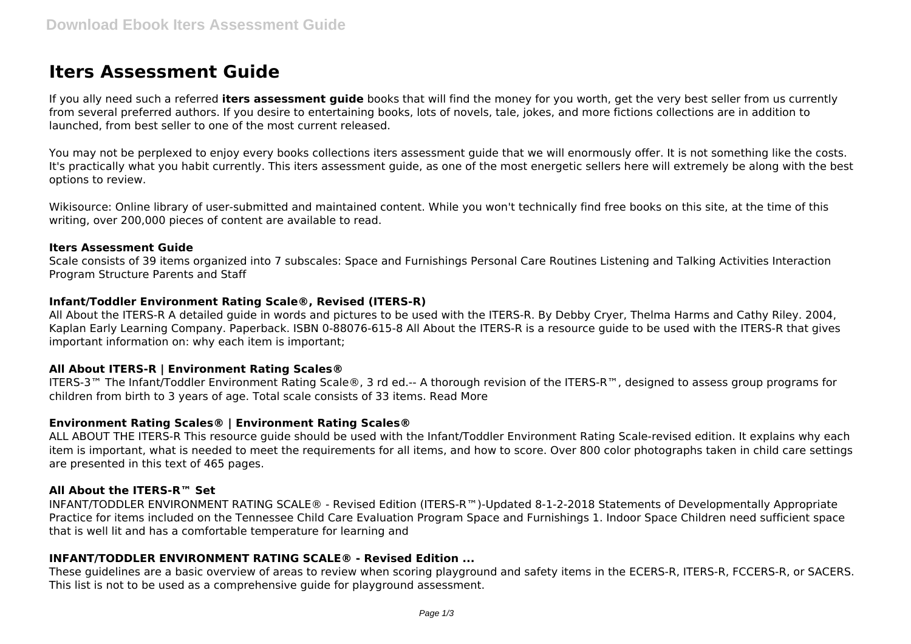# Iters Assessment Guide

If you ally need such a referred **iters assessment guide** books that will find the money for you worth, get the very best seller from us currently from several preferred authors. If you desire to entertaining books, lots of novels, tale, jokes, and more fictions collections are in addition to launched, from best seller to one of the most current released.

You may not be perplexed to enjoy every books collections iters assessment guide that we will enormously offer. It is not something like the costs. It's practically what you habit currently. This iters assessment guide, as one of the most energetic sellers here will extremely be along with the best options to review.

Wikisource: Online library of user-submitted and maintained content. While you won't technically find free books on this site, at the time of this writing, over 200,000 pieces of content are available to read.

### Iters Assessment Guide

Scale consists of 39 items organized into 7 subscales: Space and Furnishings Personal Care Routines Listening and Talking Activities Interaction Program Structure Parents and Staff

### Infant/Toddler Environment Rating Scale®, Revised (ITERS-R)

All About the ITERS-R A detailed guide in words and pictures to be used with the ITERS-R. By Debby Cryer, Thelma Harms and Cathy Riley. 2004, Kaplan Early Learning Company. Paperback. ISBN 0-88076-615-8 All About the ITERS-R is a resource guide to be used with the ITERS-R that gives important information on: why each item is important;

### All About ITERS-R | Environment Rating Scales®

ITERS-3™ The Infant/Toddler Environment Rating Scale®, 3 rd ed.-- A thorough revision of the ITERS-R™, designed to assess group programs for children from birth to 3 years of age. Total scale consists of 33 items. Read More

### Environment Rating Scales® | Environment Rating Scales®

ALL ABOUT THE ITERS-R This resource guide should be used with the Infant/Toddler Environment Rating Scale-revised edition. It explains why each item is important, what is needed to meet the requirements for all items, and how to score. Over 800 color photographs taken in child care settings are presented in this text of 465 pages.

### All About the ITERS-R™ Set

INFANT/TODDLER ENVIRONMENT RATING SCALE® - Revised Edition (ITERS-R™)-Updated 8-1-2-2018 Statements of Developmentally Appropriate Practice for items included on the Tennessee Child Care Evaluation Program Space and Furnishings 1. Indoor Space Children need sufficient space that is well lit and has a comfortable temperature for learning and

### INFANT/TODDLER ENVIRONMENT RATING SCALE® - Revised Edition ...

These guidelines are a basic overview of areas to review when scoring playground and safety items in the ECERS-R, ITERS-R, FCCERS-R, or SACERS. This list is not to be used as a comprehensive guide for playground assessment.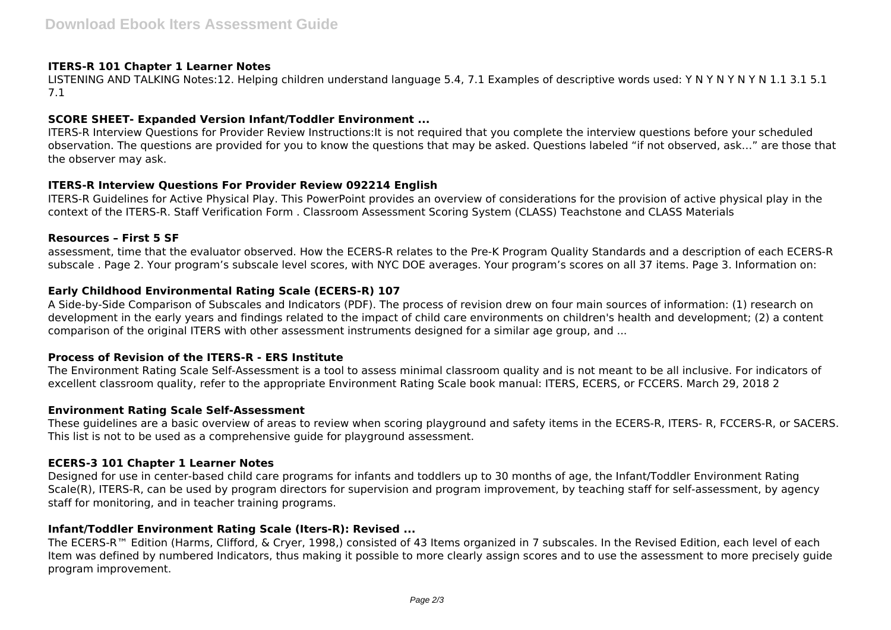### ITERS-R 101 Chapter 1 Learner Notes

LISTENING AND TALKING Notes:12. Helping children understand language 5.4, 7.1 Examples of descriptive words used: Y N Y N Y N Y N 1.1 3.1 5.1 7.1

### SCORE SHEET- Expanded Version Infant/Toddler Environment ...

ITERS-R Interview Questions for Provider Review Instructions:It is not required that you complete the interview questions before your scheduled observation. The questions are provided for you to know the questions that may be asked. Questions labeled "if not observed, ask…" are those that the observer may ask.

### ITERS-R Interview Questions For Provider Review 092214 English

ITERS-R Guidelines for Active Physical Play. This PowerPoint provides an overview of considerations for the provision of active physical play in the context of the ITERS-R. Staff Verification Form . Classroom Assessment Scoring System (CLASS) Teachstone and CLASS Materials

### Resources – First 5 SF

assessment, time that the evaluator observed. How the ECERS-R relates to the Pre-K Program Quality Standards and a description of each ECERS-R subscale . Page 2. Your program's subscale level scores, with NYC DOE averages. Your program's scores on all 37 items. Page 3. Information on:

### Early Childhood Environmental Rating Scale (ECERS-R) 107

A Side-by-Side Comparison of Subscales and Indicators (PDF). The process of revision drew on four main sources of information: (1) research on development in the early years and findings related to the impact of child care environments on children's health and development; (2) a content comparison of the original ITERS with other assessment instruments designed for a similar age group, and ...

### Process of Revision of the ITERS-R - ERS Institute

The Environment Rating Scale Self-Assessment is a tool to assess minimal classroom quality and is not meant to be all inclusive. For indicators of excellent classroom quality, refer to the appropriate Environment Rating Scale book manual: ITERS, ECERS, or FCCERS. March 29, 2018 2

### Environment Rating Scale Self-Assessment

These guidelines are a basic overview of areas to review when scoring playground and safety items in the ECERS-R, ITERS- R, FCCERS-R, or SACERS. This list is not to be used as a comprehensive guide for playground assessment.

### ECERS-3 101 Chapter 1 Learner Notes

Designed for use in center-based child care programs for infants and toddlers up to 30 months of age, the Infant/Toddler Environment Rating Scale(R), ITERS-R, can be used by program directors for supervision and program improvement, by teaching staff for self-assessment, by agency staff for monitoring, and in teacher training programs.

### Infant/Toddler Environment Rating Scale (Iters-R): Revised ...

The ECERS-R™ Edition (Harms, Clifford, & Cryer, 1998,) consisted of 43 Items organized in 7 subscales. In the Revised Edition, each level of each Item was defined by numbered Indicators, thus making it possible to more clearly assign scores and to use the assessment to more precisely guide program improvement.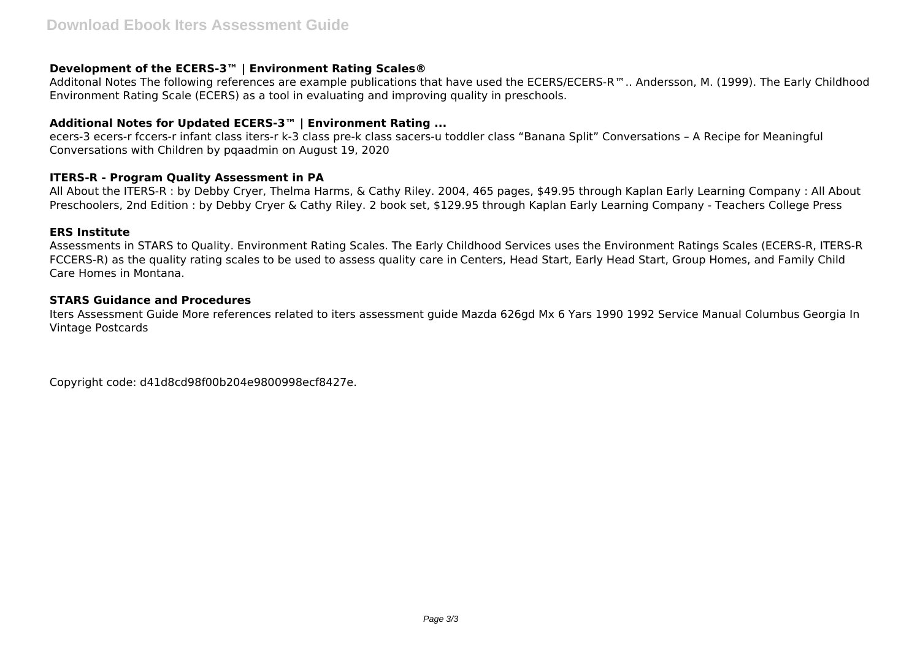### Development of the ECERS-3™ | Environment Rating Scales®

Additonal Notes The following references are example publications that have used the ECERS/ECERS-R™.. Andersson, M. (1999). The Early Childhood Environment Rating Scale (ECERS) as a tool in evaluating and improving quality in preschools.

### Additional Notes for Updated ECERS-3™ | Environment Rating ...

ecers-3 ecers-r fccers-r infant class iters-r k-3 class pre-k class sacers-u toddler class "Banana Split" Conversations – A Recipe for Meaningful Conversations with Children by pqaadmin on August 19, 2020

### ITERS-R - Program Quality Assessment in PA

All About the ITERS-R : by Debby Cryer, Thelma Harms, & Cathy Riley. 2004, 465 pages, $49.95 through Kaplan Early Learning Company : All About Preschoolers, 2nd Edition : by Debby Cryer & Cathy Riley. 2 book set, $129.95 through Kaplan Early Learning Company - Teachers College Press

### ERS Institute

Assessments in STARS to Quality. Environment Rating Scales. The Early Childhood Services uses the Environment Ratings Scales (ECERS-R, ITERS-R FCCERS-R) as the quality rating scales to be used to assess quality care in Centers, Head Start, Early Head Start, Group Homes, and Family Child Care Homes in Montana.

### STARS Guidance and Procedures

Iters Assessment Guide More references related to iters assessment guide Mazda 626gd Mx 6 Yars 1990 1992 Service Manual Columbus Georgia In Vintage Postcards

Copyright code: d41d8cd98f00b204e9800998ecf8427e.